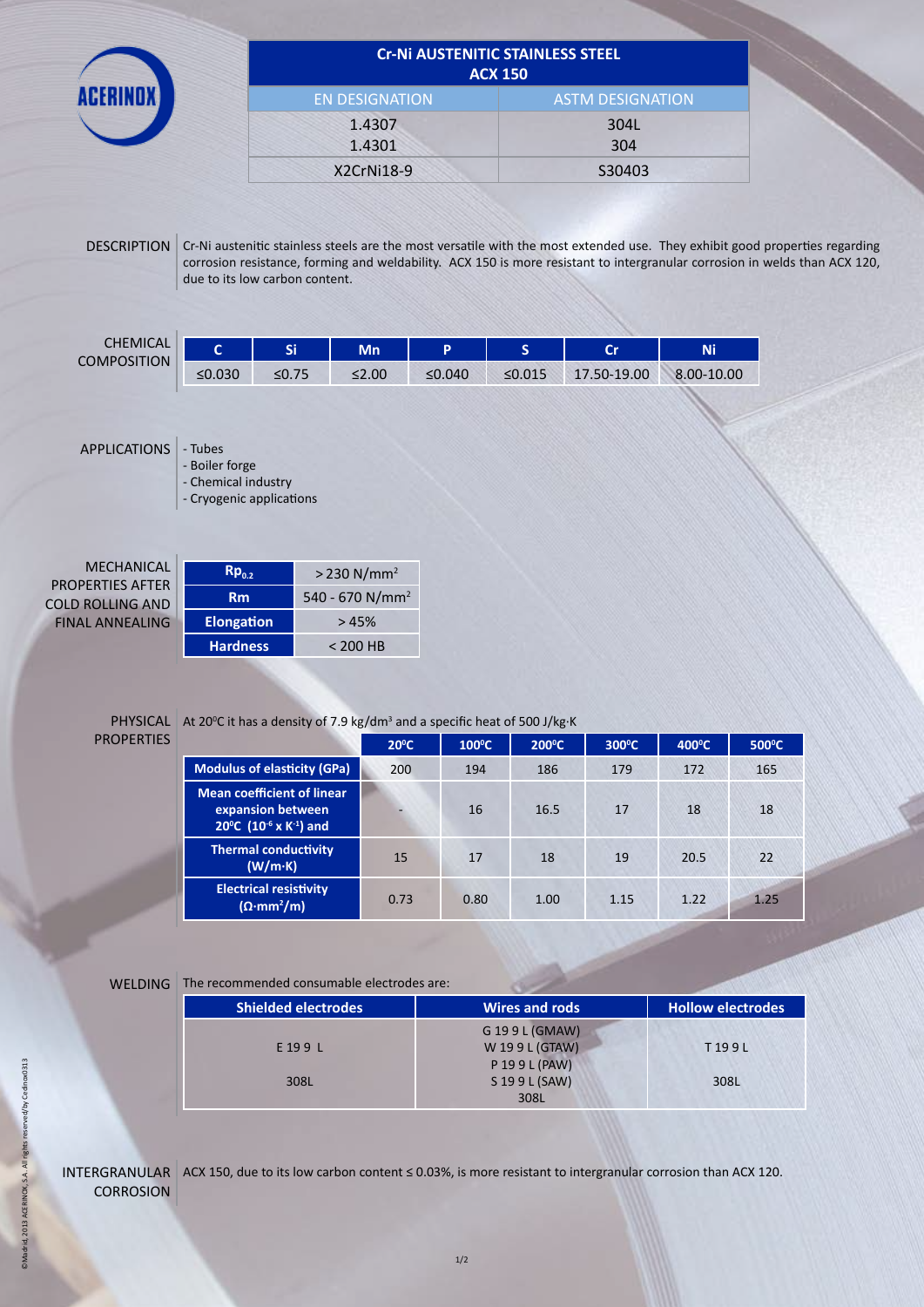# Cr-Ni AUSTENITIC STAINLESS STEEL
## ACX 150

| EN DESIGNATION | ASTM DESIGNATION |
|---|---|
| 1.4307<br>1.4301 | 304L<br>304 |
| X2CrNi18-9 | S30403 |

## DESCRIPTION

Cr-Ni austenitic stainless steels are the most versatile with the most extended use. They exhibit good properties regarding corrosion resistance, forming and weldability. ACX 150 is more resistant to intergranular corrosion in welds than ACX 120, due to its low carbon content.

## CHEMICAL COMPOSITION

| C | Si | Mn | P | S | Cr | Ni |
|---|---|---|---|---|---|---|
| ≤0.030 | ≤0.75 | ≤2.00 | ≤0.040 | ≤0.015 | 17.50-19.00 | 8.00-10.00 |

## APPLICATIONS

- Tubes
- Boiler forge
- Chemical industry
- Cryogenic applications

## MECHANICAL PROPERTIES AFTER COLD ROLLING AND FINAL ANNEALING

| Property | Value |
|---|---|
| $Rp_{0.2}$ | > 230 $N/mm^2$ |
| Rm | 540 - 670 $N/mm^2$ |
| Elongation | > 45% |
| Hardness | < 200 HB |

## PHYSICAL PROPERTIES

At 20ºC it has a density of 7.9 $kg/dm^3$ and a specific heat of 500 J/kg·K

| | 20ºC | 100ºC | 200ºC | 300ºC | 400ºC | 500ºC |
|---|---|---|---|---|---|---|
| Modulus of elasticity (GPa) | 200 | 194 | 186 | 179 | 172 | 165 |
| Mean coefficient of linear expansion between 20ºC ($10^{-6}$ x $K^{-1}$) and | - | 16 | 16.5 | 17 | 18 | 18 |
| Thermal conductivity (W/m·K) | 15 | 17 | 18 | 19 | 20.5 | 22 |
| Electrical resistivity ($\Omega \cdot mm^2/m$) | 0.73 | 0.80 | 1.00 | 1.15 | 1.22 | 1.25 |

## WELDING

The recommended consumable electrodes are:

| Shielded electrodes | Wires and rods | Hollow electrodes |
|---|---|---|
| E 19 9 L<br>308L | G 19 9 L (GMAW)<br>W 19 9 L (GTAW)<br>P 19 9 L (PAW)<br>S 19 9 L (SAW)<br>308L | T 19 9 L<br>308L |

## INTERGRANULAR CORROSION

ACX 150, due to its low carbon content ≤ 0.03%, is more resistant to intergranular corrosion than ACX 120.

©Madrid, 2013 ACERINOX, S.A. All rights reserved/by Cedinox0313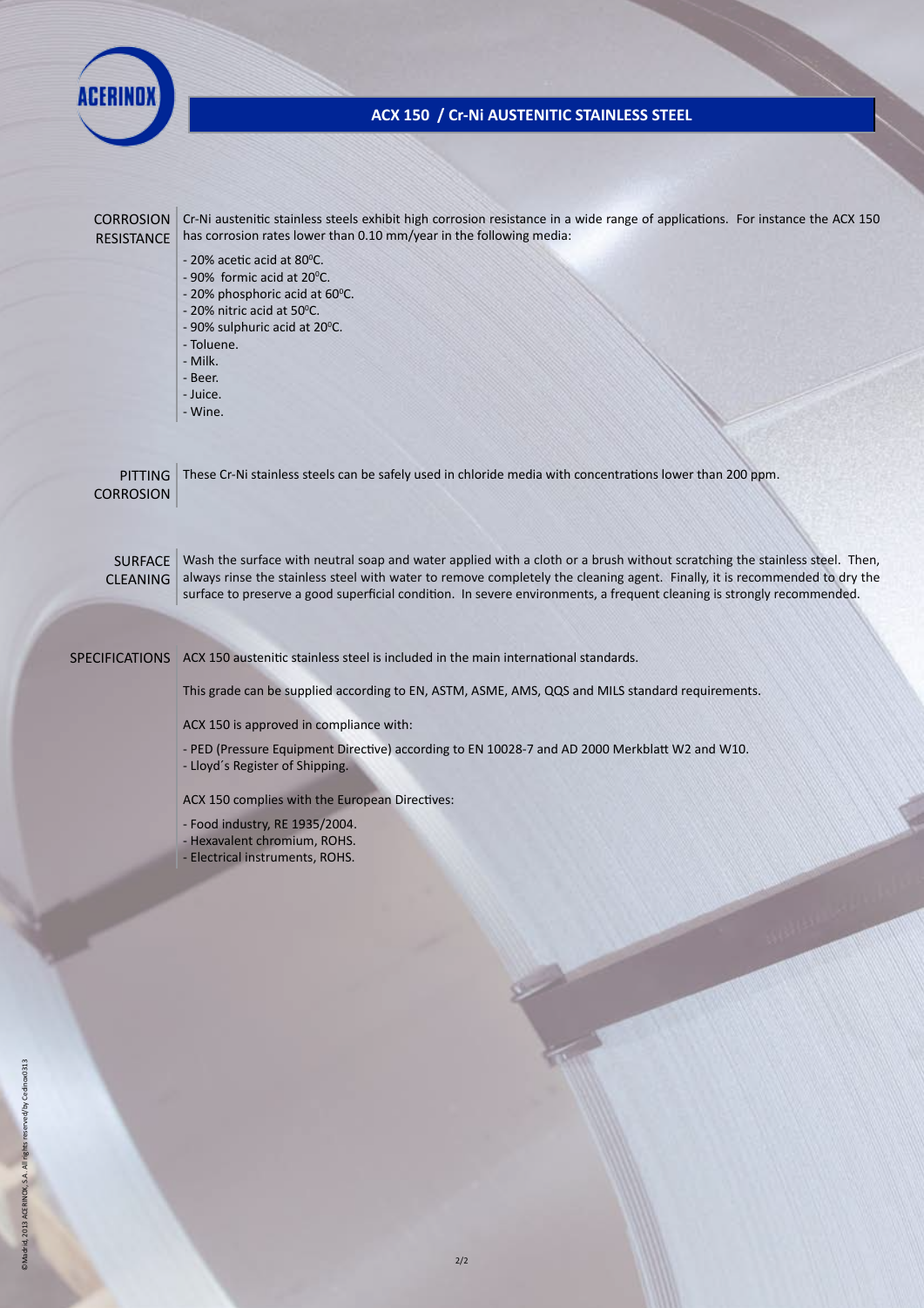ACERINOX

# ACX 150 / Cr-Ni AUSTENITIC STAINLESS STEEL

**CORROSION RESISTANCE**

Cr-Ni austenitic stainless steels exhibit high corrosion resistance in a wide range of applications. For instance the ACX 150 has corrosion rates lower than 0.10 mm/year in the following media:

- 20% acetic acid at 80ºC.
- 90% formic acid at 20ºC.
- 20% phosphoric acid at 60ºC.
- 20% nitric acid at 50ºC.
- 90% sulphuric acid at 20ºC.
- Toluene.
- Milk.
- Beer.
- Juice.
- Wine.

**PITTING CORROSION**

These Cr-Ni stainless steels can be safely used in chloride media with concentrations lower than 200 ppm.

**SURFACE CLEANING**

Wash the surface with neutral soap and water applied with a cloth or a brush without scratching the stainless steel. Then, always rinse the stainless steel with water to remove completely the cleaning agent. Finally, it is recommended to dry the surface to preserve a good superficial condition. In severe environments, a frequent cleaning is strongly recommended.

**SPECIFICATIONS**

ACX 150 austenitic stainless steel is included in the main international standards.

This grade can be supplied according to EN, ASTM, ASME, AMS, QQS and MILS standard requirements.

ACX 150 is approved in compliance with:

- PED (Pressure Equipment Directive) according to EN 10028-7 and AD 2000 Merkblatt W2 and W10.
- Lloyd´s Register of Shipping.

ACX 150 complies with the European Directives:

- Food industry, RE 1935/2004.
- Hexavalent chromium, ROHS.
- Electrical instruments, ROHS.

©Madrid, 2013 ACERINOX, S.A. All rights reserved/by Cedinox0313